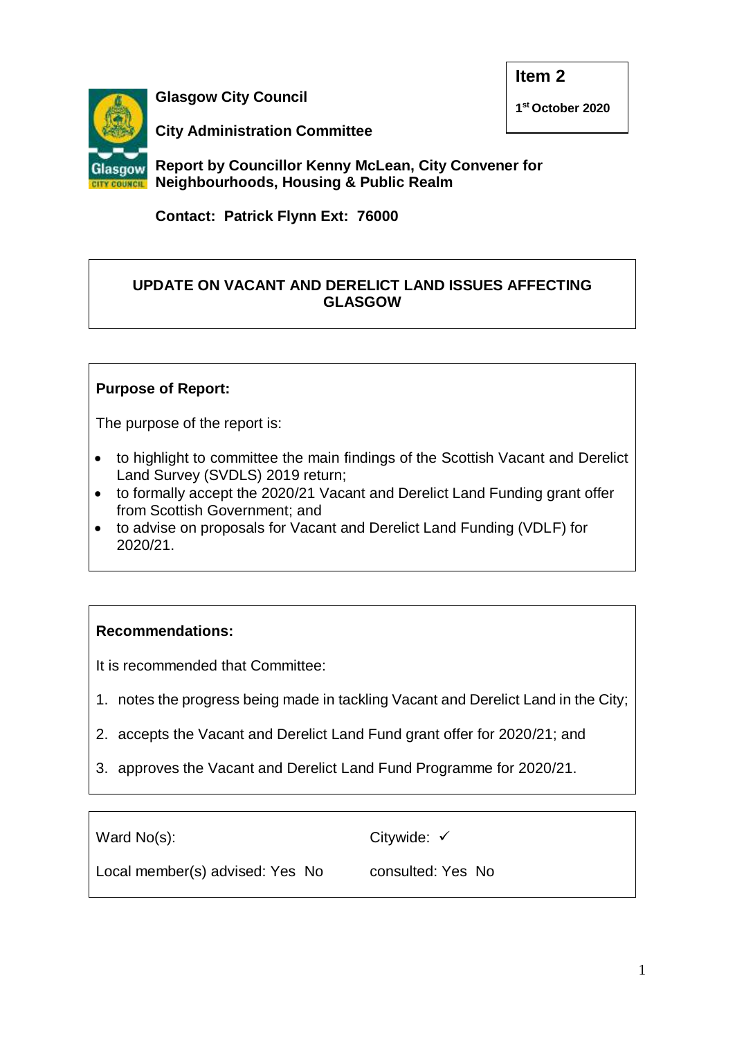**Glasgow City Council**

**Item 2**

**1st October 2020**

**City Administration Committee**

**Report by Councillor Kenny McLean, City Convener for Neighbourhoods, Housing & Public Realm**

**Contact: Patrick Flynn Ext: 76000**

## UPDATE ON VACANT AND DERELICT LAND ISSUES AFFECTING GLASGOW

**Purpose of Report:**

The purpose of the report is:

- to highlight to committee the main findings of the Scottish Vacant and Derelict Land Survey (SVDLS) 2019 return;
- to formally accept the 2020/21 Vacant and Derelict Land Funding grant offer from Scottish Government; and
- to advise on proposals for Vacant and Derelict Land Funding (VDLF) for 2020/21.

**Recommendations:**

It is recommended that Committee:

1. notes the progress being made in tackling Vacant and Derelict Land in the City;
2. accepts the Vacant and Derelict Land Fund grant offer for 2020/21; and
3. approves the Vacant and Derelict Land Fund Programme for 2020/21.

| | |
|---|---|
| Ward No(s): | Citywide: ✓ |
| Local member(s) advised: Yes No | consulted: Yes No |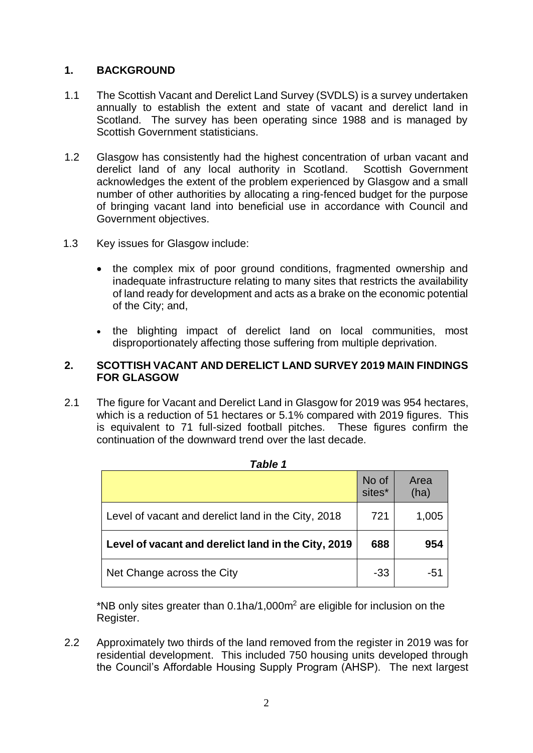## 1. BACKGROUND

1.1 The Scottish Vacant and Derelict Land Survey (SVDLS) is a survey undertaken annually to establish the extent and state of vacant and derelict land in Scotland. The survey has been operating since 1988 and is managed by Scottish Government statisticians.

1.2 Glasgow has consistently had the highest concentration of urban vacant and derelict land of any local authority in Scotland. Scottish Government acknowledges the extent of the problem experienced by Glasgow and a small number of other authorities by allocating a ring-fenced budget for the purpose of bringing vacant land into beneficial use in accordance with Council and Government objectives.

1.3 Key issues for Glasgow include:

- the complex mix of poor ground conditions, fragmented ownership and inadequate infrastructure relating to many sites that restricts the availability of land ready for development and acts as a brake on the economic potential of the City; and,
- the blighting impact of derelict land on local communities, most disproportionately affecting those suffering from multiple deprivation.

## 2. SCOTTISH VACANT AND DERELICT LAND SURVEY 2019 MAIN FINDINGS FOR GLASGOW

2.1 The figure for Vacant and Derelict Land in Glasgow for 2019 was 954 hectares, which is a reduction of 51 hectares or 5.1% compared with 2019 figures. This is equivalent to 71 full-sized football pitches. These figures confirm the continuation of the downward trend over the last decade.

***Table 1***

| | No of sites* | Area (ha) |
|---|---|---|
| Level of vacant and derelict land in the City, 2018 | 721 | 1,005 |
| **Level of vacant and derelict land in the City, 2019** | **688** | **954** |
| Net Change across the City | -33 | -51 |

*NB only sites greater than 0.1ha/1,000m$^2$ are eligible for inclusion on the Register.

2.2 Approximately two thirds of the land removed from the register in 2019 was for residential development. This included 750 housing units developed through the Council's Affordable Housing Supply Program (AHSP). The next largest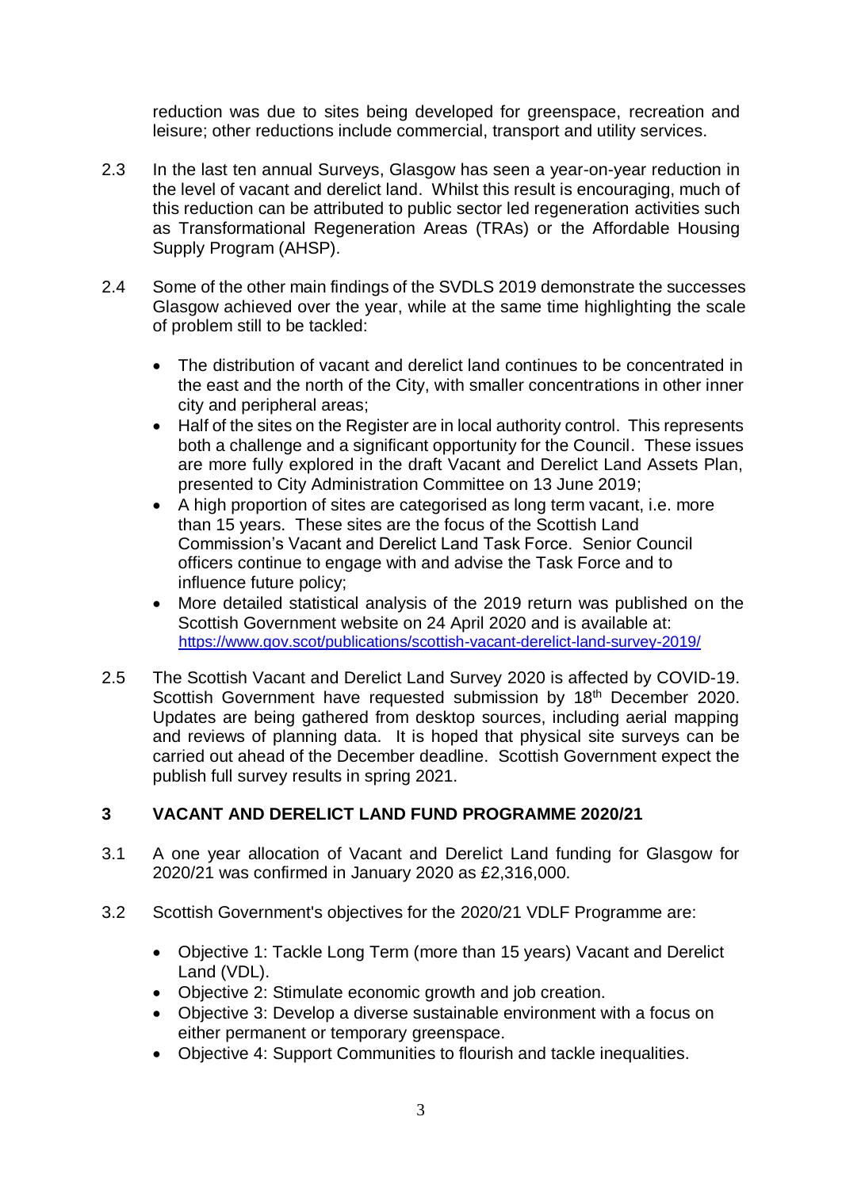reduction was due to sites being developed for greenspace, recreation and leisure; other reductions include commercial, transport and utility services.

2.3 In the last ten annual Surveys, Glasgow has seen a year-on-year reduction in the level of vacant and derelict land. Whilst this result is encouraging, much of this reduction can be attributed to public sector led regeneration activities such as Transformational Regeneration Areas (TRAs) or the Affordable Housing Supply Program (AHSP).

2.4 Some of the other main findings of the SVDLS 2019 demonstrate the successes Glasgow achieved over the year, while at the same time highlighting the scale of problem still to be tackled:

- The distribution of vacant and derelict land continues to be concentrated in the east and the north of the City, with smaller concentrations in other inner city and peripheral areas;
- Half of the sites on the Register are in local authority control. This represents both a challenge and a significant opportunity for the Council. These issues are more fully explored in the draft Vacant and Derelict Land Assets Plan, presented to City Administration Committee on 13 June 2019;
- A high proportion of sites are categorised as long term vacant, i.e. more than 15 years. These sites are the focus of the Scottish Land Commission's Vacant and Derelict Land Task Force. Senior Council officers continue to engage with and advise the Task Force and to influence future policy;
- More detailed statistical analysis of the 2019 return was published on the Scottish Government website on 24 April 2020 and is available at: https://www.gov.scot/publications/scottish-vacant-derelict-land-survey-2019/

2.5 The Scottish Vacant and Derelict Land Survey 2020 is affected by COVID-19. Scottish Government have requested submission by 18th December 2020. Updates are being gathered from desktop sources, including aerial mapping and reviews of planning data. It is hoped that physical site surveys can be carried out ahead of the December deadline. Scottish Government expect the publish full survey results in spring 2021.

## 3 VACANT AND DERELICT LAND FUND PROGRAMME 2020/21

3.1 A one year allocation of Vacant and Derelict Land funding for Glasgow for 2020/21 was confirmed in January 2020 as £2,316,000.

3.2 Scottish Government's objectives for the 2020/21 VDLF Programme are:

- Objective 1: Tackle Long Term (more than 15 years) Vacant and Derelict Land (VDL).
- Objective 2: Stimulate economic growth and job creation.
- Objective 3: Develop a diverse sustainable environment with a focus on either permanent or temporary greenspace.
- Objective 4: Support Communities to flourish and tackle inequalities.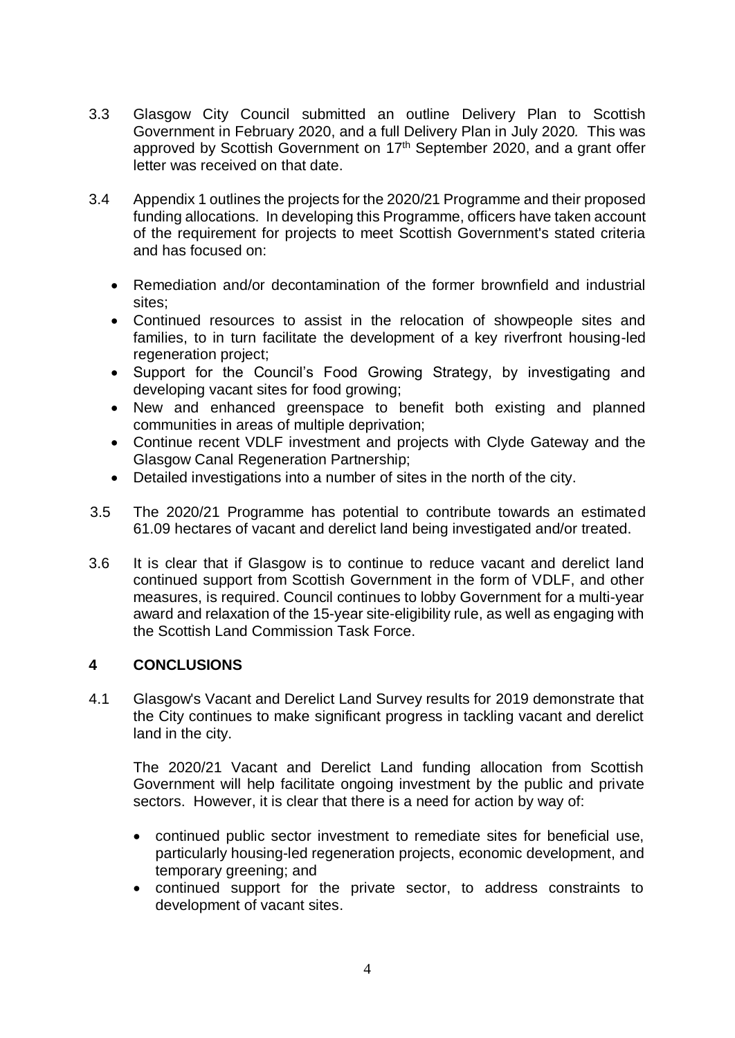3.3 Glasgow City Council submitted an outline Delivery Plan to Scottish Government in February 2020, and a full Delivery Plan in July 2020. This was approved by Scottish Government on 17th September 2020, and a grant offer letter was received on that date.

3.4 Appendix 1 outlines the projects for the 2020/21 Programme and their proposed funding allocations. In developing this Programme, officers have taken account of the requirement for projects to meet Scottish Government's stated criteria and has focused on:

- Remediation and/or decontamination of the former brownfield and industrial sites;
- Continued resources to assist in the relocation of showpeople sites and families, to in turn facilitate the development of a key riverfront housing-led regeneration project;
- Support for the Council's Food Growing Strategy, by investigating and developing vacant sites for food growing;
- New and enhanced greenspace to benefit both existing and planned communities in areas of multiple deprivation;
- Continue recent VDLF investment and projects with Clyde Gateway and the Glasgow Canal Regeneration Partnership;
- Detailed investigations into a number of sites in the north of the city.

3.5 The 2020/21 Programme has potential to contribute towards an estimated 61.09 hectares of vacant and derelict land being investigated and/or treated.

3.6 It is clear that if Glasgow is to continue to reduce vacant and derelict land continued support from Scottish Government in the form of VDLF, and other measures, is required. Council continues to lobby Government for a multi-year award and relaxation of the 15-year site-eligibility rule, as well as engaging with the Scottish Land Commission Task Force.

## 4 CONCLUSIONS

4.1 Glasgow's Vacant and Derelict Land Survey results for 2019 demonstrate that the City continues to make significant progress in tackling vacant and derelict land in the city.

The 2020/21 Vacant and Derelict Land funding allocation from Scottish Government will help facilitate ongoing investment by the public and private sectors. However, it is clear that there is a need for action by way of:

- continued public sector investment to remediate sites for beneficial use, particularly housing-led regeneration projects, economic development, and temporary greening; and
- continued support for the private sector, to address constraints to development of vacant sites.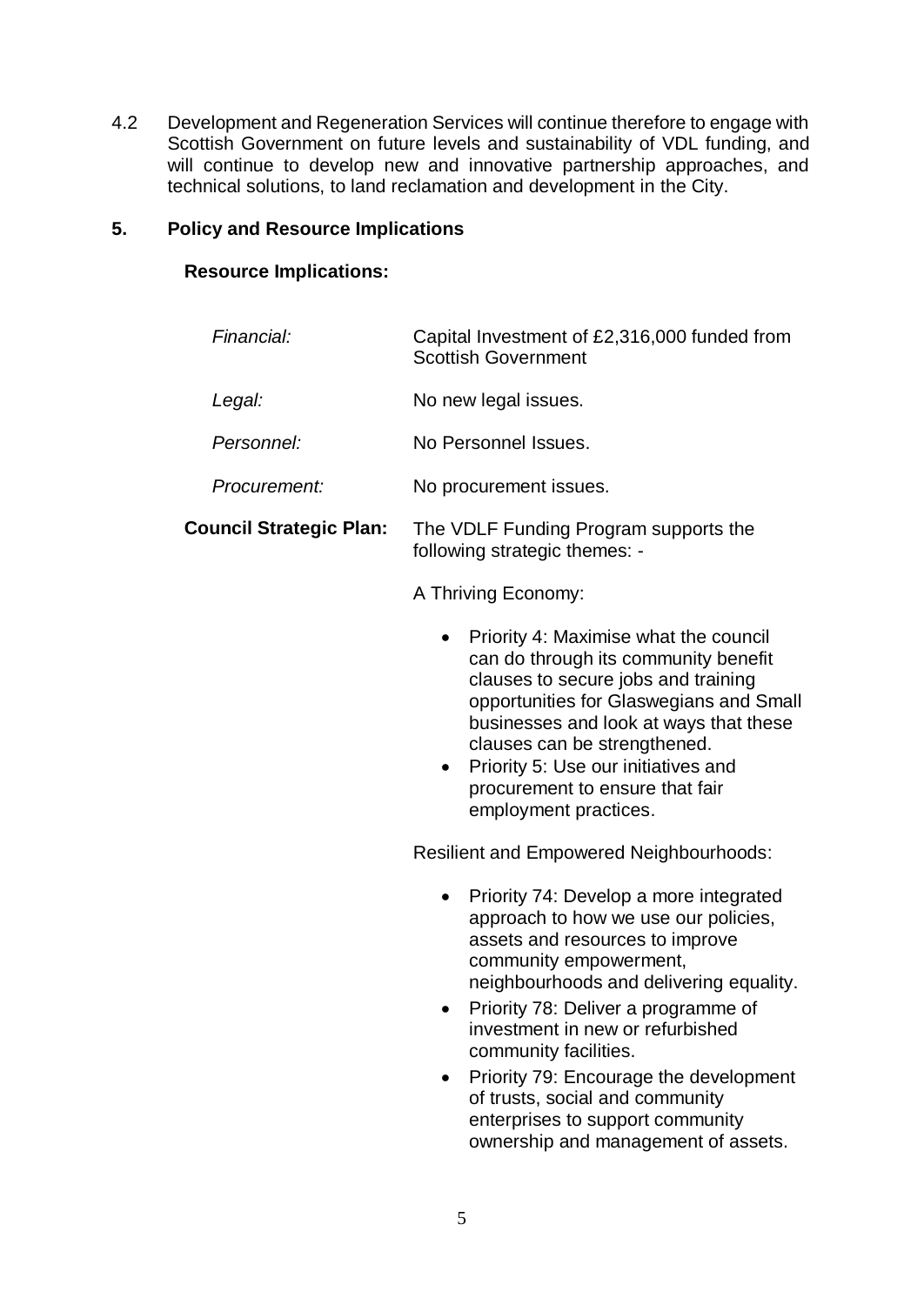4.2 Development and Regeneration Services will continue therefore to engage with Scottish Government on future levels and sustainability of VDL funding, and will continue to develop new and innovative partnership approaches, and technical solutions, to land reclamation and development in the City.

## 5. Policy and Resource Implications

**Resource Implications:**

*Financial:* Capital Investment of £2,316,000 funded from Scottish Government

*Legal:* No new legal issues.

*Personnel:* No Personnel Issues.

*Procurement:* No procurement issues.

**Council Strategic Plan:** The VDLF Funding Program supports the following strategic themes: -

A Thriving Economy:

- Priority 4: Maximise what the council can do through its community benefit clauses to secure jobs and training opportunities for Glaswegians and Small businesses and look at ways that these clauses can be strengthened.
- Priority 5: Use our initiatives and procurement to ensure that fair employment practices.

Resilient and Empowered Neighbourhoods:

- Priority 74: Develop a more integrated approach to how we use our policies, assets and resources to improve community empowerment, neighbourhoods and delivering equality.
- Priority 78: Deliver a programme of investment in new or refurbished community facilities.
- Priority 79: Encourage the development of trusts, social and community enterprises to support community ownership and management of assets.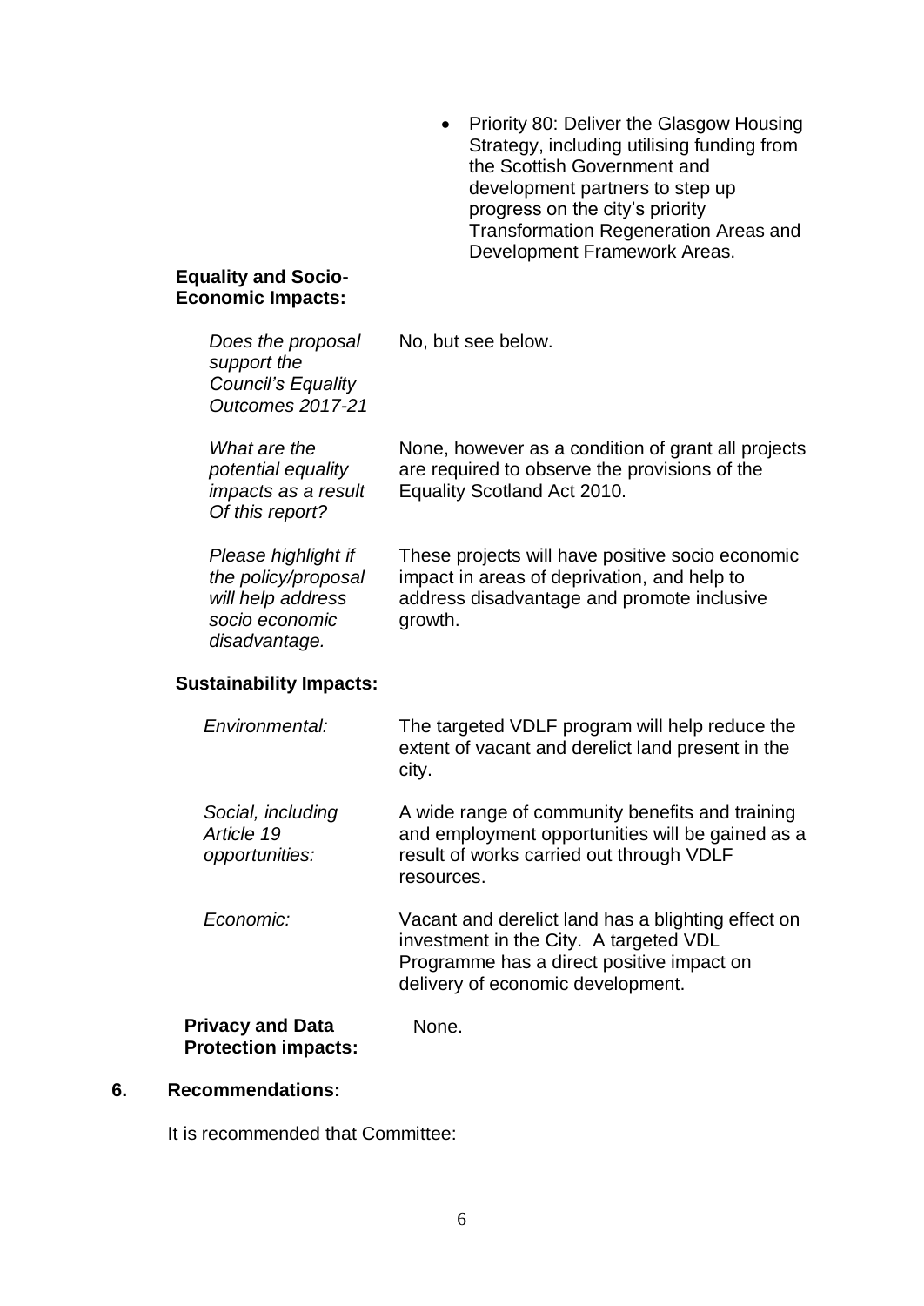- Priority 80: Deliver the Glasgow Housing Strategy, including utilising funding from the Scottish Government and development partners to step up progress on the city's priority Transformation Regeneration Areas and Development Framework Areas.

**Equality and Socio-Economic Impacts:**

| | |
|---|---|
| *Does the proposal support the Council's Equality Outcomes 2017-21* | No, but see below. |
| *What are the potential equality impacts as a result Of this report?* | None, however as a condition of grant all projects are required to observe the provisions of the Equality Scotland Act 2010. |
| *Please highlight if the policy/proposal will help address socio economic disadvantage.* | These projects will have positive socio economic impact in areas of deprivation, and help to address disadvantage and promote inclusive growth. |

**Sustainability Impacts:**

| | |
|---|---|
| *Environmental:* | The targeted VDLF program will help reduce the extent of vacant and derelict land present in the city. |
| *Social, including Article 19 opportunities:* | A wide range of community benefits and training and employment opportunities will be gained as a result of works carried out through VDLF resources. |
| *Economic:* | Vacant and derelict land has a blighting effect on investment in the City. A targeted VDL Programme has a direct positive impact on delivery of economic development. |

**Privacy and Data Protection impacts:** None.

## 6. Recommendations:

It is recommended that Committee: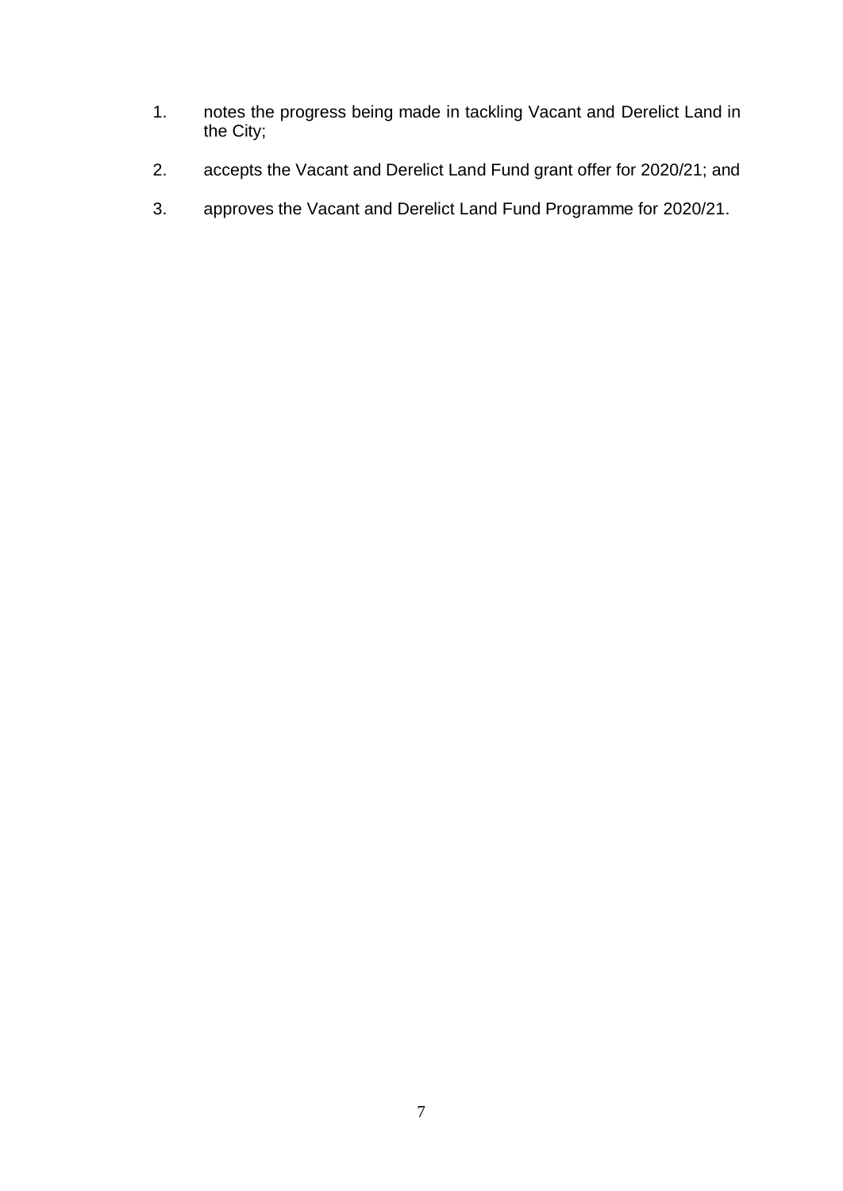1. notes the progress being made in tackling Vacant and Derelict Land in the City;
2. accepts the Vacant and Derelict Land Fund grant offer for 2020/21; and
3. approves the Vacant and Derelict Land Fund Programme for 2020/21.